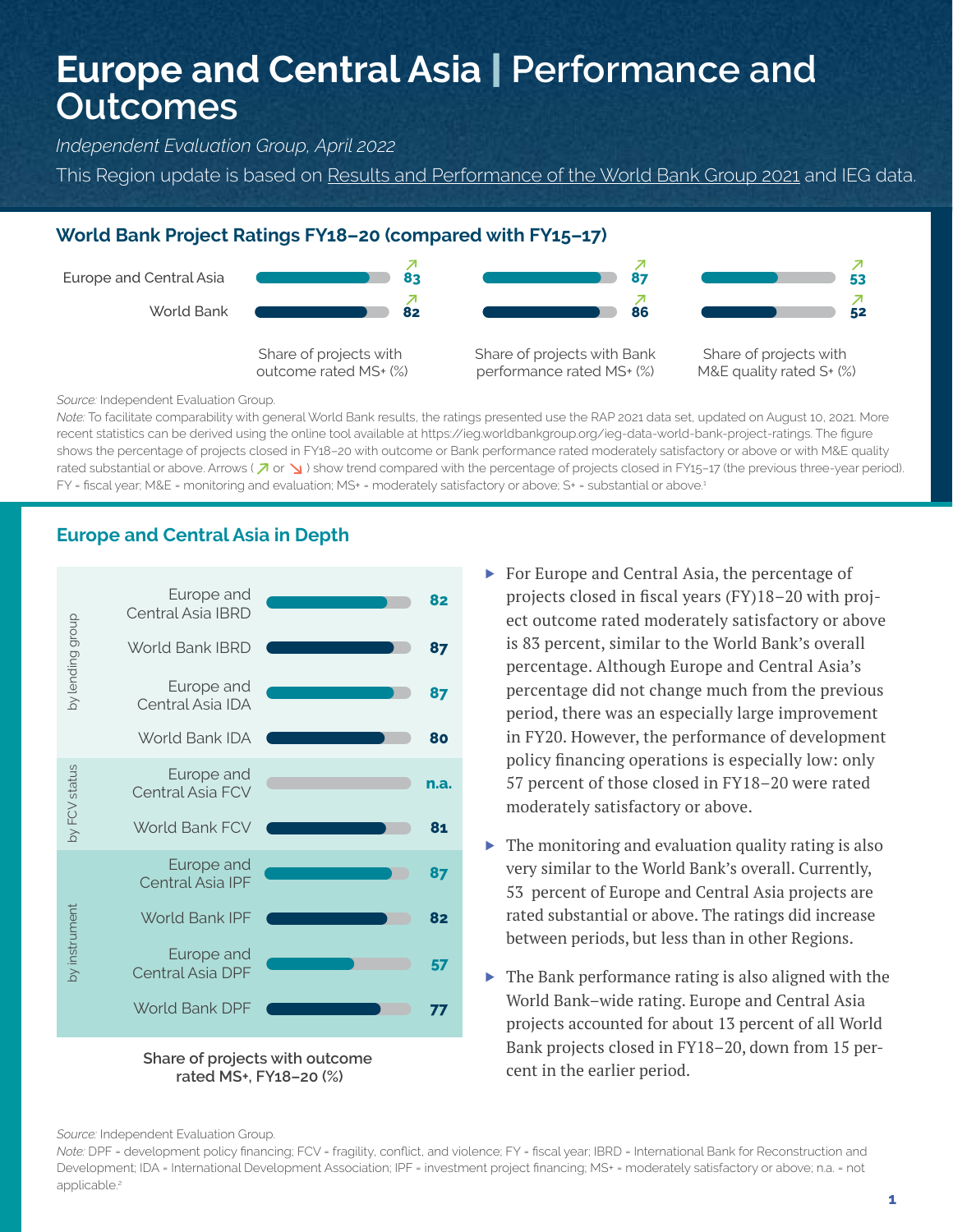# Europe and Central Asia | Performance and Outcomes

*Independent Evaluation Group, April 2022*

This Region update is based on Results and Performance of the World Bank Group 2021 and IEG data.

## World Bank Project Ratings FY18–20 (compared with FY15–17)

| | Share of projects with outcome rated MS+ (%) | Share of projects with Bank performance rated MS+ (%) | Share of projects with M&E quality rated S+ (%) |
|---|---|---|---|
| Europe and Central Asia | 83 ↗ | 87 ↗ | 53 ↗ |
| World Bank | 82 ↗ | 86 ↗ | 52 ↗ |

*Source:* Independent Evaluation Group.

*Note:* To facilitate comparability with general World Bank results, the ratings presented use the RAP 2021 data set, updated on August 10, 2021. More recent statistics can be derived using the online tool available at https://ieg.worldbankgroup.org/ieg-data-world-bank-project-ratings. The figure shows the percentage of projects closed in FY18–20 with outcome or Bank performance rated moderately satisfactory or above or with M&E quality rated substantial or above. Arrows ( ↗ or ↘ ) show trend compared with the percentage of projects closed in FY15–17 (the previous three-year period). FY = fiscal year; M&E = monitoring and evaluation; MS+ = moderately satisfactory or above; S+ = substantial or above.[1]

## Europe and Central Asia in Depth

| | | Share of projects with outcome rated MS+, FY18–20 (%) |
|---|---|---|
| by lending group | Europe and Central Asia IBRD | 82 |
| | World Bank IBRD | 87 |
| | Europe and Central Asia IDA | 87 |
| | World Bank IDA | 80 |
| by FCV status | Europe and Central Asia FCV | n.a. |
| | World Bank FCV | 81 |
| by instrument | Europe and Central Asia IPF | 87 |
| | World Bank IPF | 82 |
| | Europe and Central Asia DPF | 57 |
| | World Bank DPF | 77 |

**Share of projects with outcome rated MS+, FY18–20 (%)**

*Source:* Independent Evaluation Group.

*Note:* DPF = development policy financing; FCV = fragility, conflict, and violence; FY = fiscal year; IBRD = International Bank for Reconstruction and Development; IDA = International Development Association; IPF = investment project financing; MS+ = moderately satisfactory or above; n.a. = not applicable.[2]

- For Europe and Central Asia, the percentage of projects closed in fiscal years (FY)18–20 with project outcome rated moderately satisfactory or above is 83 percent, similar to the World Bank's overall percentage. Although Europe and Central Asia's percentage did not change much from the previous period, there was an especially large improvement in FY20. However, the performance of development policy financing operations is especially low: only 57 percent of those closed in FY18–20 were rated moderately satisfactory or above.
- The monitoring and evaluation quality rating is also very similar to the World Bank's overall. Currently, 53 percent of Europe and Central Asia projects are rated substantial or above. The ratings did increase between periods, but less than in other Regions.
- The Bank performance rating is also aligned with the World Bank–wide rating. Europe and Central Asia projects accounted for about 13 percent of all World Bank projects closed in FY18–20, down from 15 percent in the earlier period.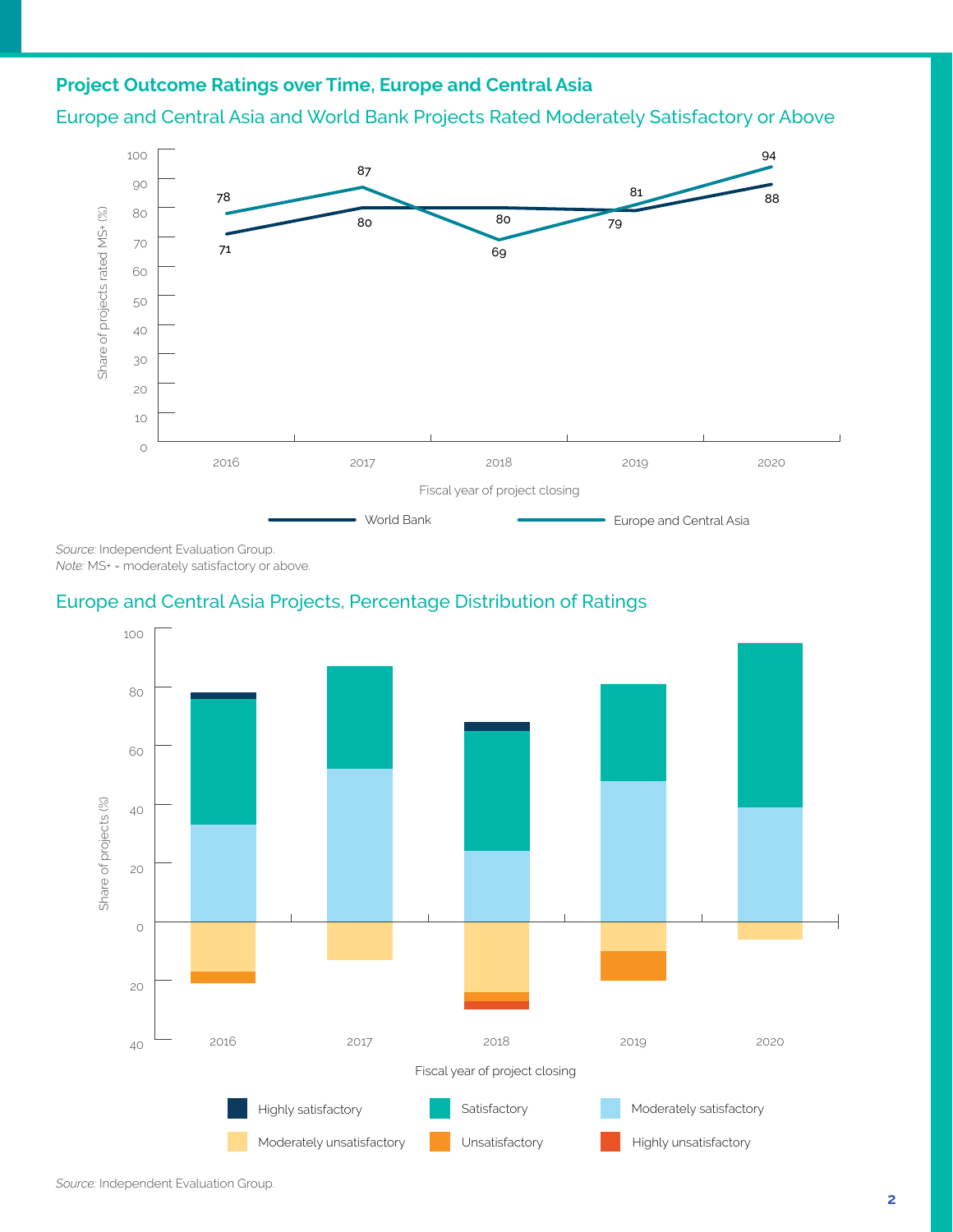## Project Outcome Ratings over Time, Europe and Central Asia

### Europe and Central Asia and World Bank Projects Rated Moderately Satisfactory or Above

| Fiscal year of project closing | World Bank | Europe and Central Asia |
|---|---|---|
| 2016 | 71 | 78 |
| 2017 | 80 | 87 |
| 2018 | 80 | 69 |
| 2019 | 79 | 81 |
| 2020 | 88 | 94 |

*Source:* Independent Evaluation Group.
*Note:* MS+ = moderately satisfactory or above.

### Europe and Central Asia Projects, Percentage Distribution of Ratings

Share of projects (%) by fiscal year of project closing (2016–2020). Legend: Highly satisfactory, Satisfactory, Moderately satisfactory, Moderately unsatisfactory, Unsatisfactory, Highly unsatisfactory.

*Source:* Independent Evaluation Group.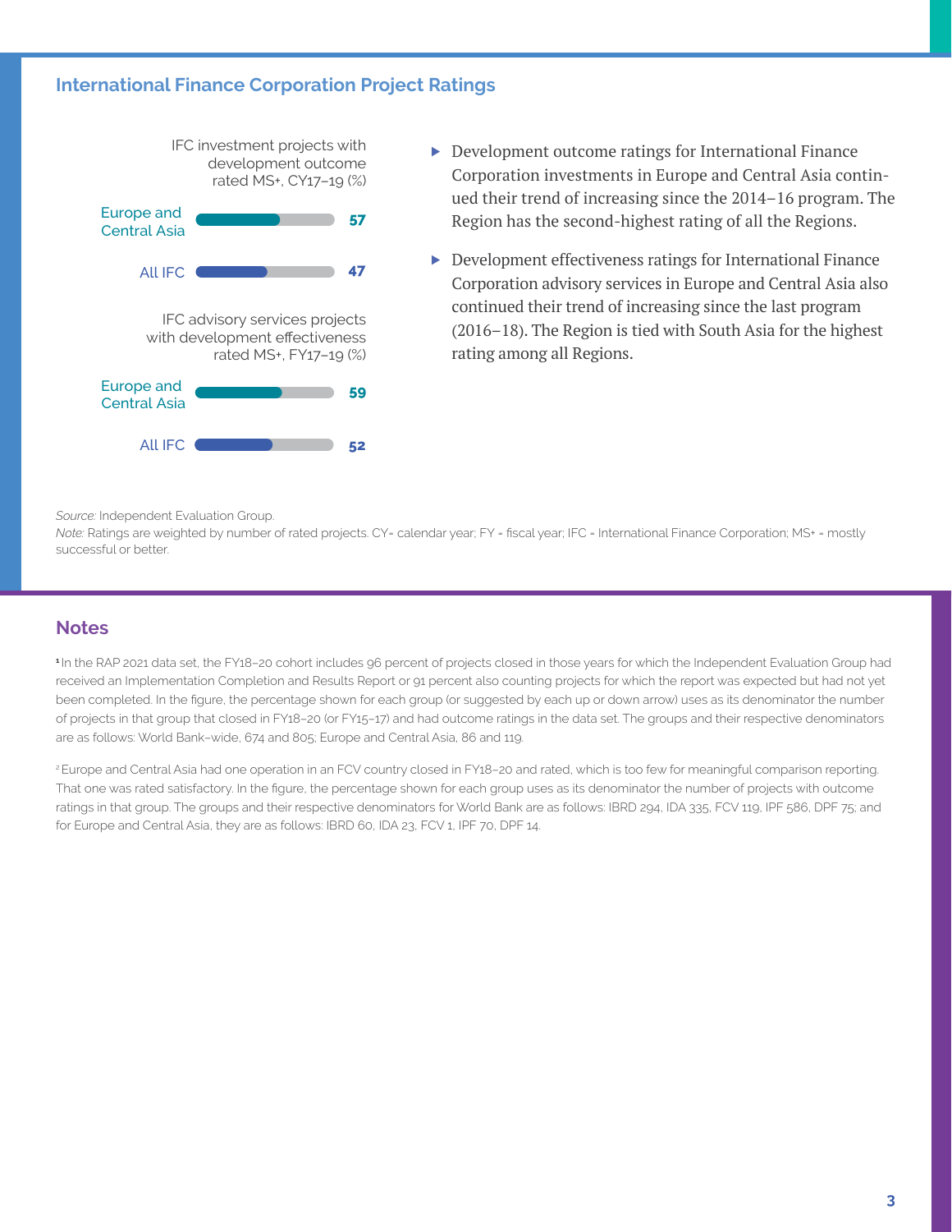## International Finance Corporation Project Ratings

IFC investment projects with development outcome rated MS+, CY17–19 (%)

Europe and Central Asia 57

All IFC 47

IFC advisory services projects with development effectiveness rated MS+, FY17–19 (%)

Europe and Central Asia 59

All IFC 52

- Development outcome ratings for International Finance Corporation investments in Europe and Central Asia continued their trend of increasing since the 2014–16 program. The Region has the second-highest rating of all the Regions.
- Development effectiveness ratings for International Finance Corporation advisory services in Europe and Central Asia also continued their trend of increasing since the last program (2016–18). The Region is tied with South Asia for the highest rating among all Regions.

*Source:* Independent Evaluation Group.
*Note:* Ratings are weighted by number of rated projects. CY= calendar year; FY = fiscal year; IFC = International Finance Corporation; MS+ = mostly successful or better.

## Notes

[1] In the RAP 2021 data set, the FY18–20 cohort includes 96 percent of projects closed in those years for which the Independent Evaluation Group had received an Implementation Completion and Results Report or 91 percent also counting projects for which the report was expected but had not yet been completed. In the figure, the percentage shown for each group (or suggested by each up or down arrow) uses as its denominator the number of projects in that group that closed in FY18–20 (or FY15–17) and had outcome ratings in the data set. The groups and their respective denominators are as follows: World Bank–wide, 674 and 805; Europe and Central Asia, 86 and 119.

[2] Europe and Central Asia had one operation in an FCV country closed in FY18–20 and rated, which is too few for meaningful comparison reporting. That one was rated satisfactory. In the figure, the percentage shown for each group uses as its denominator the number of projects with outcome ratings in that group. The groups and their respective denominators for World Bank are as follows: IBRD 294, IDA 335, FCV 119, IPF 586, DPF 75; and for Europe and Central Asia, they are as follows: IBRD 60, IDA 23, FCV 1, IPF 70, DPF 14.